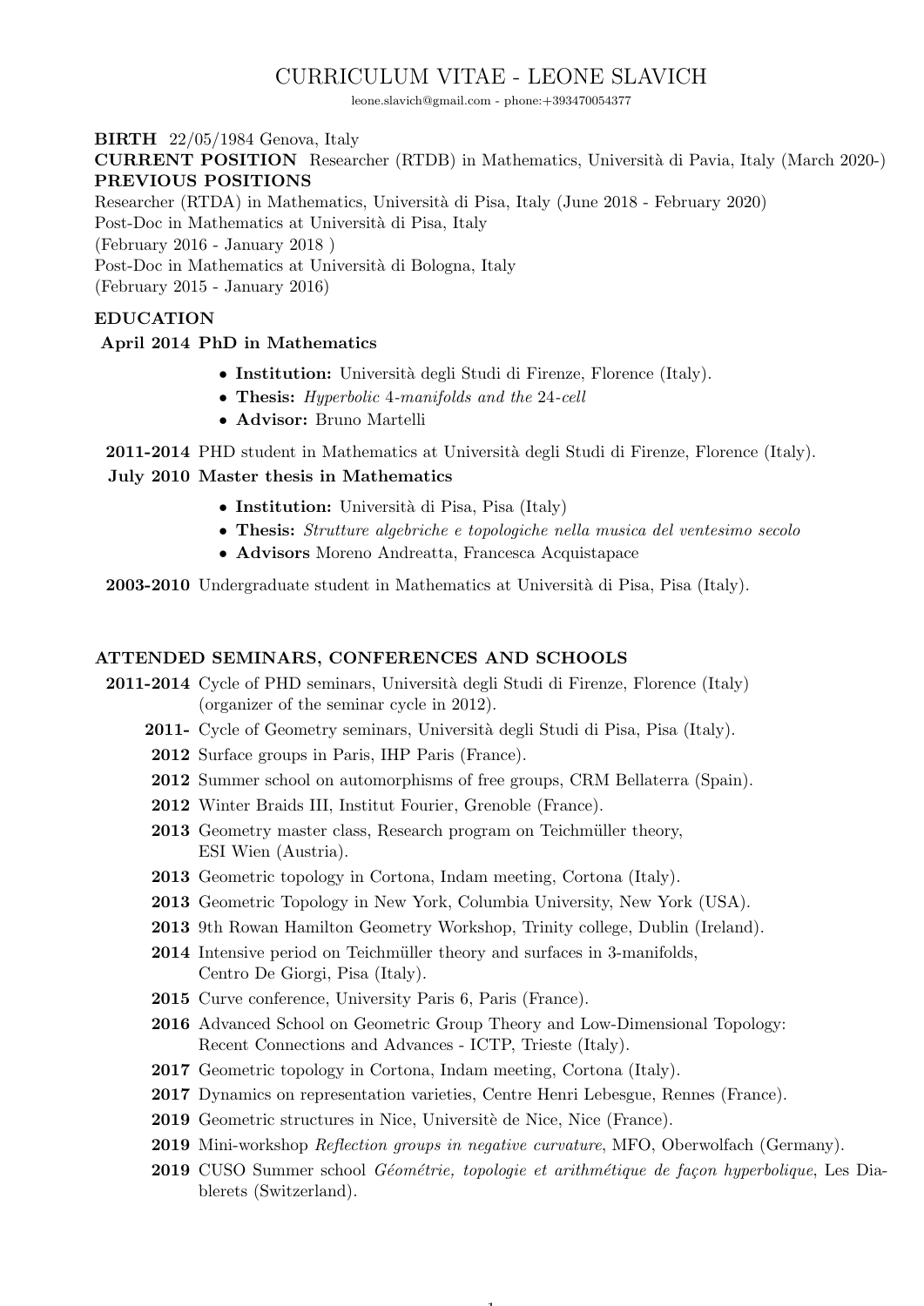# CURRICULUM VITAE - LEONE SLAVICH

leone.slavich@gmail.com - phone:+393470054377

**BIRTH** 22/05/1984 Genova, Italy

**CURRENT POSITION** Researcher (RTDB) in Mathematics, Università di Pavia, Italy (March 2020-)

**PREVIOUS POSITIONS**

Researcher (RTDA) in Mathematics, Università di Pisa, Italy (June 2018 - February 2020)

Post-Doc in Mathematics at Università di Pisa, Italy
(February 2016 - January 2018 )

Post-Doc in Mathematics at Università di Bologna, Italy
(February 2015 - January 2016)

## EDUCATION

**April 2014 PhD in Mathematics**

- **Institution:** Università degli Studi di Firenze, Florence (Italy).
- **Thesis:** *Hyperbolic 4-manifolds and the 24-cell*
- **Advisor:** Bruno Martelli

**2011-2014** PHD student in Mathematics at Università degli Studi di Firenze, Florence (Italy).

**July 2010 Master thesis in Mathematics**

- **Institution:** Università di Pisa, Pisa (Italy)
- **Thesis:** *Strutture algebriche e topologiche nella musica del ventesimo secolo*
- **Advisors** Moreno Andreatta, Francesca Acquistapace

**2003-2010** Undergraduate student in Mathematics at Università di Pisa, Pisa (Italy).

## ATTENDED SEMINARS, CONFERENCES AND SCHOOLS

**2011-2014** Cycle of PHD seminars, Università degli Studi di Firenze, Florence (Italy) (organizer of the seminar cycle in 2012).

**2011-** Cycle of Geometry seminars, Università degli Studi di Pisa, Pisa (Italy).

**2012** Surface groups in Paris, IHP Paris (France).

**2012** Summer school on automorphisms of free groups, CRM Bellaterra (Spain).

**2012** Winter Braids III, Institut Fourier, Grenoble (France).

**2013** Geometry master class, Research program on Teichmüller theory, ESI Wien (Austria).

**2013** Geometric topology in Cortona, Indam meeting, Cortona (Italy).

**2013** Geometric Topology in New York, Columbia University, New York (USA).

**2013** 9th Rowan Hamilton Geometry Workshop, Trinity college, Dublin (Ireland).

**2014** Intensive period on Teichmüller theory and surfaces in 3-manifolds, Centro De Giorgi, Pisa (Italy).

**2015** Curve conference, University Paris 6, Paris (France).

**2016** Advanced School on Geometric Group Theory and Low-Dimensional Topology: Recent Connections and Advances - ICTP, Trieste (Italy).

**2017** Geometric topology in Cortona, Indam meeting, Cortona (Italy).

**2017** Dynamics on representation varieties, Centre Henri Lebesgue, Rennes (France).

**2019** Geometric structures in Nice, Universitè de Nice, Nice (France).

**2019** Mini-workshop *Reflection groups in negative curvature*, MFO, Oberwolfach (Germany).

**2019** CUSO Summer school *Géométrie, topologie et arithmétique de façon hyperbolique*, Les Diablerets (Switzerland).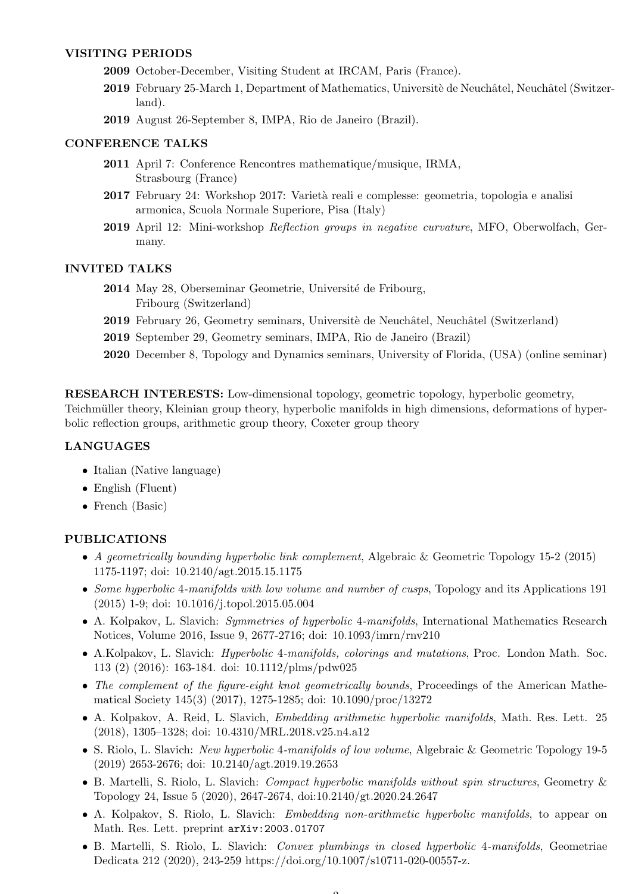### VISITING PERIODS

- **2009** October-December, Visiting Student at IRCAM, Paris (France).
- **2019** February 25-March 1, Department of Mathematics, Universitè de Neuchâtel, Neuchâtel (Switzerland).
- **2019** August 26-September 8, IMPA, Rio de Janeiro (Brazil).

### CONFERENCE TALKS

- **2011** April 7: Conference Rencontres mathematique/musique, IRMA, Strasbourg (France)
- **2017** February 24: Workshop 2017: Varietà reali e complesse: geometria, topologia e analisi armonica, Scuola Normale Superiore, Pisa (Italy)
- **2019** April 12: Mini-workshop *Reflection groups in negative curvature*, MFO, Oberwolfach, Germany.

### INVITED TALKS

- **2014** May 28, Oberseminar Geometrie, Université de Fribourg, Fribourg (Switzerland)
- **2019** February 26, Geometry seminars, Universitè de Neuchâtel, Neuchâtel (Switzerland)
- **2019** September 29, Geometry seminars, IMPA, Rio de Janeiro (Brazil)
- **2020** December 8, Topology and Dynamics seminars, University of Florida, (USA) (online seminar)

**RESEARCH INTERESTS:** Low-dimensional topology, geometric topology, hyperbolic geometry, Teichmüller theory, Kleinian group theory, hyperbolic manifolds in high dimensions, deformations of hyperbolic reflection groups, arithmetic group theory, Coxeter group theory

### LANGUAGES

- Italian (Native language)
- English (Fluent)
- French (Basic)

### PUBLICATIONS

- *A geometrically bounding hyperbolic link complement*, Algebraic & Geometric Topology 15-2 (2015) 1175-1197; doi: 10.2140/agt.2015.15.1175
- *Some hyperbolic 4-manifolds with low volume and number of cusps*, Topology and its Applications 191 (2015) 1-9; doi: 10.1016/j.topol.2015.05.004
- A. Kolpakov, L. Slavich: *Symmetries of hyperbolic 4-manifolds*, International Mathematics Research Notices, Volume 2016, Issue 9, 2677-2716; doi: 10.1093/imrn/rnv210
- A.Kolpakov, L. Slavich: *Hyperbolic 4-manifolds, colorings and mutations*, Proc. London Math. Soc. 113 (2) (2016): 163-184. doi: 10.1112/plms/pdw025
- *The complement of the figure-eight knot geometrically bounds*, Proceedings of the American Mathematical Society 145(3) (2017), 1275-1285; doi: 10.1090/proc/13272
- A. Kolpakov, A. Reid, L. Slavich, *Embedding arithmetic hyperbolic manifolds*, Math. Res. Lett. 25 (2018), 1305–1328; doi: 10.4310/MRL.2018.v25.n4.a12
- S. Riolo, L. Slavich: *New hyperbolic 4-manifolds of low volume*, Algebraic & Geometric Topology 19-5 (2019) 2653-2676; doi: 10.2140/agt.2019.19.2653
- B. Martelli, S. Riolo, L. Slavich: *Compact hyperbolic manifolds without spin structures*, Geometry & Topology 24, Issue 5 (2020), 2647-2674, doi:10.2140/gt.2020.24.2647
- A. Kolpakov, S. Riolo, L. Slavich: *Embedding non-arithmetic hyperbolic manifolds*, to appear on Math. Res. Lett. preprint `arXiv:2003.01707`
- B. Martelli, S. Riolo, L. Slavich: *Convex plumbings in closed hyperbolic 4-manifolds*, Geometriae Dedicata 212 (2020), 243-259 https://doi.org/10.1007/s10711-020-00557-z.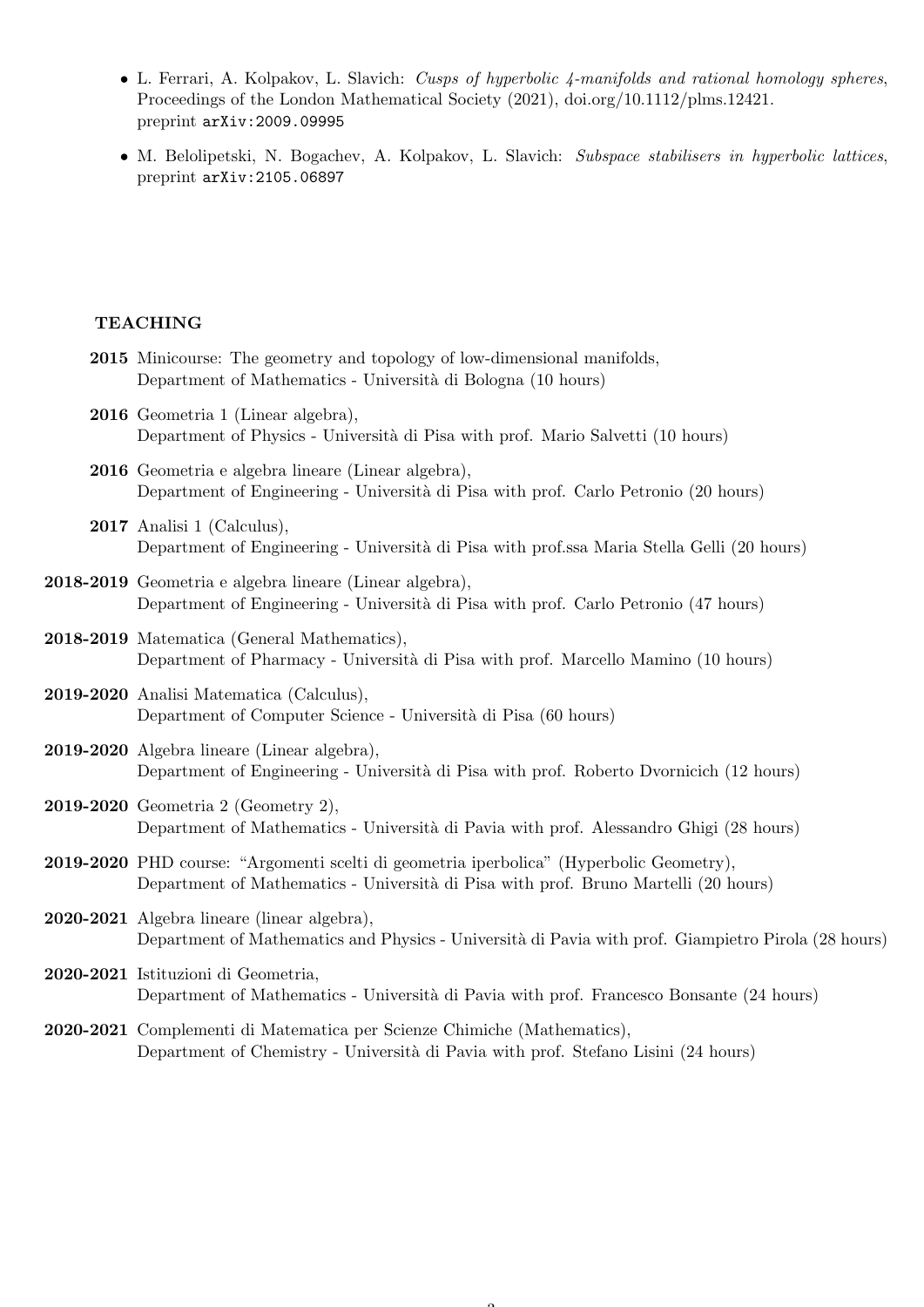- L. Ferrari, A. Kolpakov, L. Slavich: *Cusps of hyperbolic 4-manifolds and rational homology spheres*, Proceedings of the London Mathematical Society (2021), doi.org/10.1112/plms.12421.
  preprint `arXiv:2009.09995`
- M. Belolipetski, N. Bogachev, A. Kolpakov, L. Slavich: *Subspace stabilisers in hyperbolic lattices*, preprint `arXiv:2105.06897`

## TEACHING

**2015** Minicourse: The geometry and topology of low-dimensional manifolds,
Department of Mathematics - Università di Bologna (10 hours)

**2016** Geometria 1 (Linear algebra),
Department of Physics - Università di Pisa with prof. Mario Salvetti (10 hours)

**2016** Geometria e algebra lineare (Linear algebra),
Department of Engineering - Università di Pisa with prof. Carlo Petronio (20 hours)

**2017** Analisi 1 (Calculus),
Department of Engineering - Università di Pisa with prof.ssa Maria Stella Gelli (20 hours)

**2018-2019** Geometria e algebra lineare (Linear algebra),
Department of Engineering - Università di Pisa with prof. Carlo Petronio (47 hours)

**2018-2019** Matematica (General Mathematics),
Department of Pharmacy - Università di Pisa with prof. Marcello Mamino (10 hours)

**2019-2020** Analisi Matematica (Calculus),
Department of Computer Science - Università di Pisa (60 hours)

**2019-2020** Algebra lineare (Linear algebra),
Department of Engineering - Università di Pisa with prof. Roberto Dvornicich (12 hours)

**2019-2020** Geometria 2 (Geometry 2),
Department of Mathematics - Università di Pavia with prof. Alessandro Ghigi (28 hours)

**2019-2020** PHD course: "Argomenti scelti di geometria iperbolica" (Hyperbolic Geometry),
Department of Mathematics - Università di Pisa with prof. Bruno Martelli (20 hours)

**2020-2021** Algebra lineare (linear algebra),
Department of Mathematics and Physics - Università di Pavia with prof. Giampietro Pirola (28 hours)

**2020-2021** Istituzioni di Geometria,
Department of Mathematics - Università di Pavia with prof. Francesco Bonsante (24 hours)

**2020-2021** Complementi di Matematica per Scienze Chimiche (Mathematics),
Department of Chemistry - Università di Pavia with prof. Stefano Lisini (24 hours)